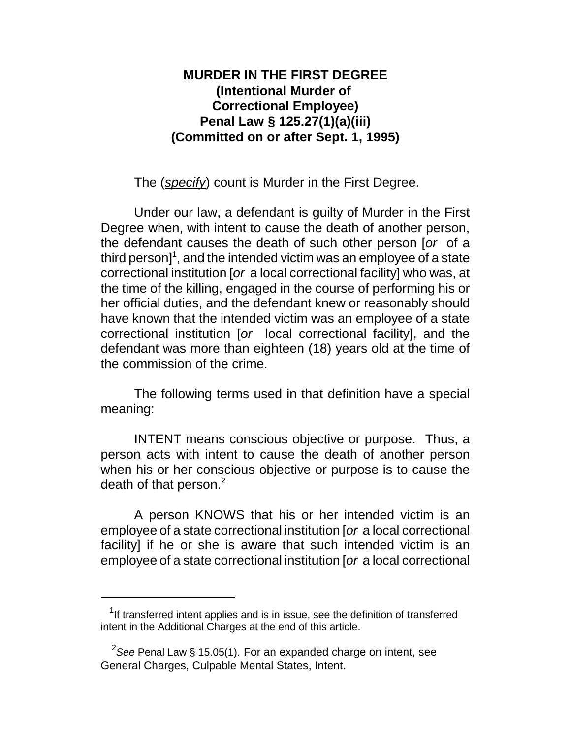# MURDER IN THE FIRST DEGREE
## (Intentional Murder of Correctional Employee)
## Penal Law § 125.27(1)(a)(iii)
## (Committed on or after Sept. 1, 1995)

The (*specify*) count is Murder in the First Degree.

Under our law, a defendant is guilty of Murder in the First Degree when, with intent to cause the death of another person, the defendant causes the death of such other person [*or* of a third person][1], and the intended victim was an employee of a state correctional institution [*or* a local correctional facility] who was, at the time of the killing, engaged in the course of performing his or her official duties, and the defendant knew or reasonably should have known that the intended victim was an employee of a state correctional institution [*or* local correctional facility], and the defendant was more than eighteen (18) years old at the time of the commission of the crime.

The following terms used in that definition have a special meaning:

INTENT means conscious objective or purpose. Thus, a person acts with intent to cause the death of another person when his or her conscious objective or purpose is to cause the death of that person.[2]

A person KNOWS that his or her intended victim is an employee of a state correctional institution [*or* a local correctional facility] if he or she is aware that such intended victim is an employee of a state correctional institution [*or* a local correctional

---

[1] If transferred intent applies and is in issue, see the definition of transferred intent in the Additional Charges at the end of this article.

[2] *See* Penal Law § 15.05(1). For an expanded charge on intent, see General Charges, Culpable Mental States, Intent.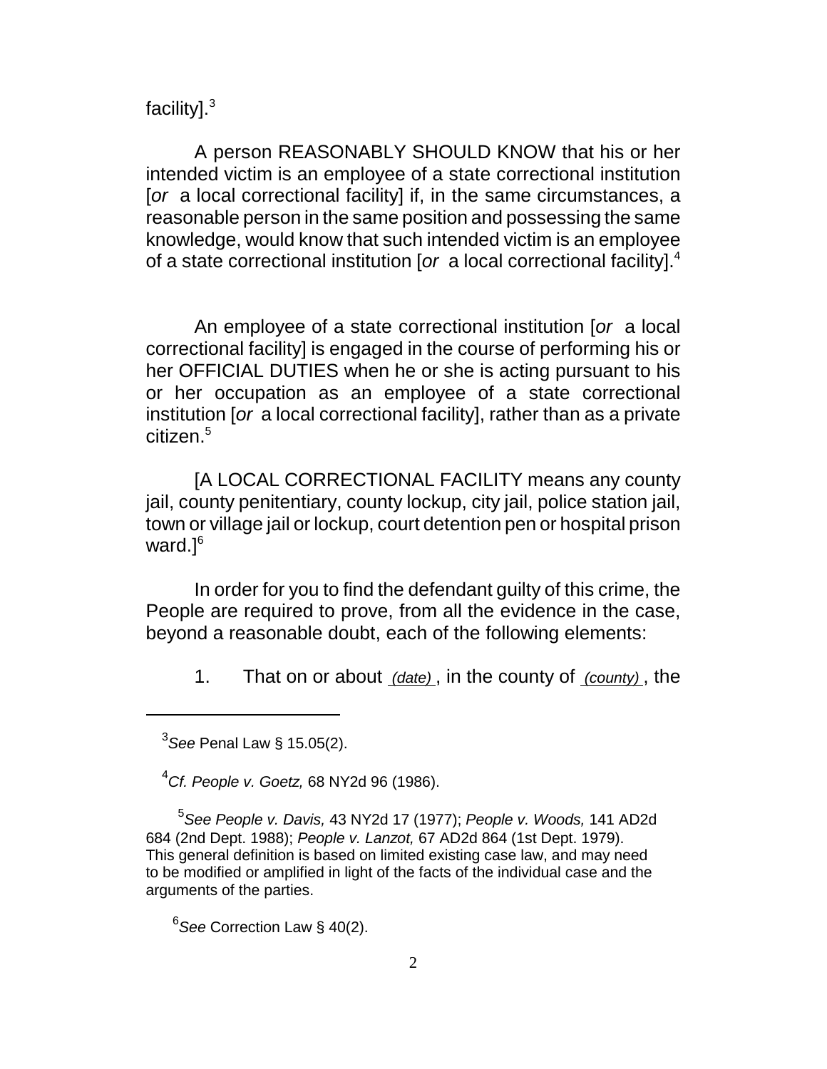facility].[3]

A person REASONABLY SHOULD KNOW that his or her intended victim is an employee of a state correctional institution [*or* a local correctional facility] if, in the same circumstances, a reasonable person in the same position and possessing the same knowledge, would know that such intended victim is an employee of a state correctional institution [*or* a local correctional facility].[4]

An employee of a state correctional institution [*or* a local correctional facility] is engaged in the course of performing his or her OFFICIAL DUTIES when he or she is acting pursuant to his or her occupation as an employee of a state correctional institution [*or* a local correctional facility], rather than as a private citizen.[5]

[A LOCAL CORRECTIONAL FACILITY means any county jail, county penitentiary, county lockup, city jail, police station jail, town or village jail or lockup, court detention pen or hospital prison ward.][6]

In order for you to find the defendant guilty of this crime, the People are required to prove, from all the evidence in the case, beyond a reasonable doubt, each of the following elements:

1. That on or about _(date)_, in the county of _(county)_, the

---

[3] *See* Penal Law § 15.05(2).

[4] *Cf. People v. Goetz,* 68 NY2d 96 (1986).

[5] *See People v. Davis,* 43 NY2d 17 (1977); *People v. Woods,* 141 AD2d 684 (2nd Dept. 1988); *People v. Lanzot,* 67 AD2d 864 (1st Dept. 1979). This general definition is based on limited existing case law, and may need to be modified or amplified in light of the facts of the individual case and the arguments of the parties.

[6] *See* Correction Law § 40(2).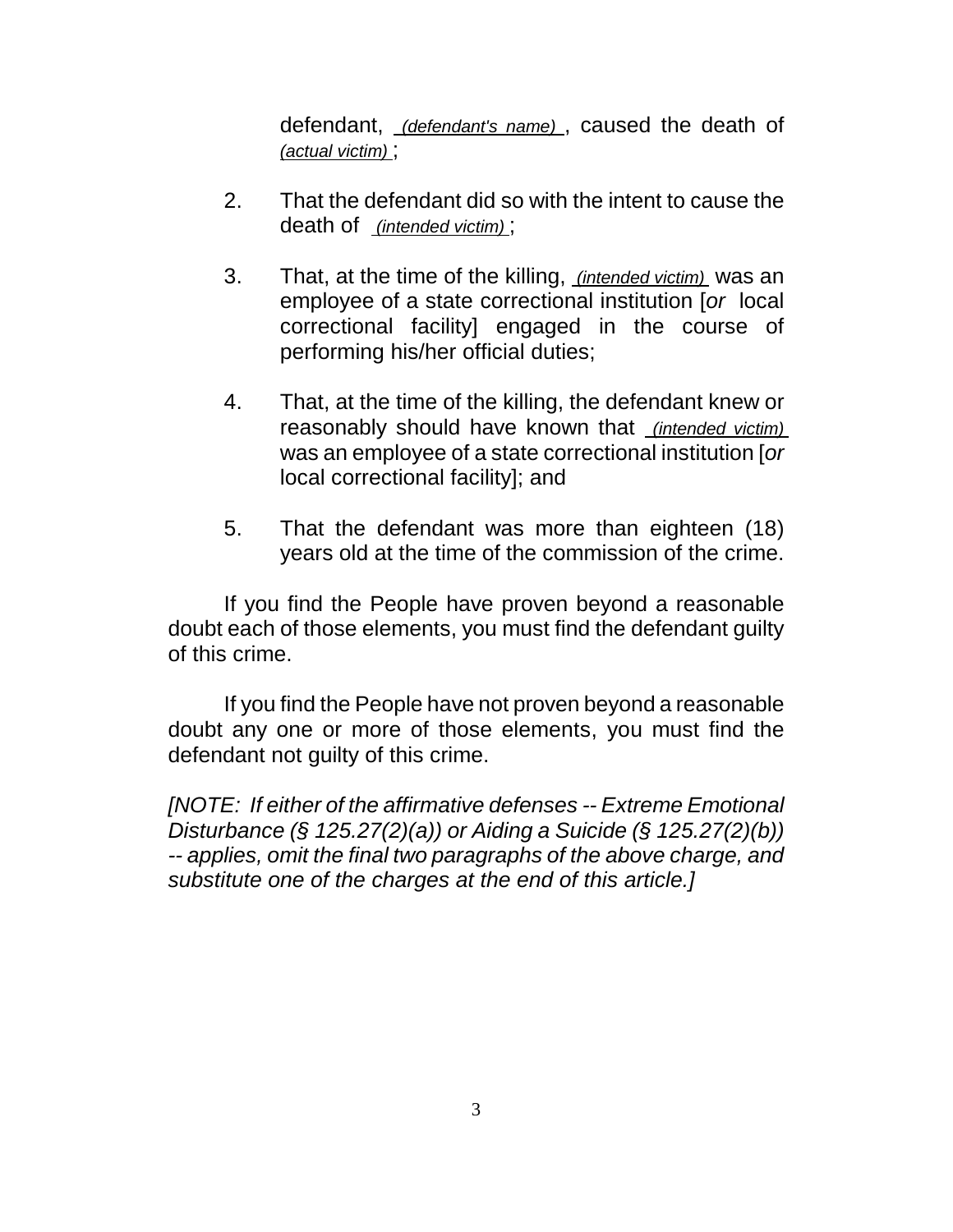defendant, *(defendant's name)*, caused the death of *(actual victim)*;

2. That the defendant did so with the intent to cause the death of *(intended victim)*;

3. That, at the time of the killing, *(intended victim)* was an employee of a state correctional institution [*or* local correctional facility] engaged in the course of performing his/her official duties;

4. That, at the time of the killing, the defendant knew or reasonably should have known that *(intended victim)* was an employee of a state correctional institution [*or* local correctional facility]; and

5. That the defendant was more than eighteen (18) years old at the time of the commission of the crime.

If you find the People have proven beyond a reasonable doubt each of those elements, you must find the defendant guilty of this crime.

If you find the People have not proven beyond a reasonable doubt any one or more of those elements, you must find the defendant not guilty of this crime.

*[NOTE: If either of the affirmative defenses -- Extreme Emotional Disturbance (§ 125.27(2)(a)) or Aiding a Suicide (§ 125.27(2)(b)) -- applies, omit the final two paragraphs of the above charge, and substitute one of the charges at the end of this article.]*